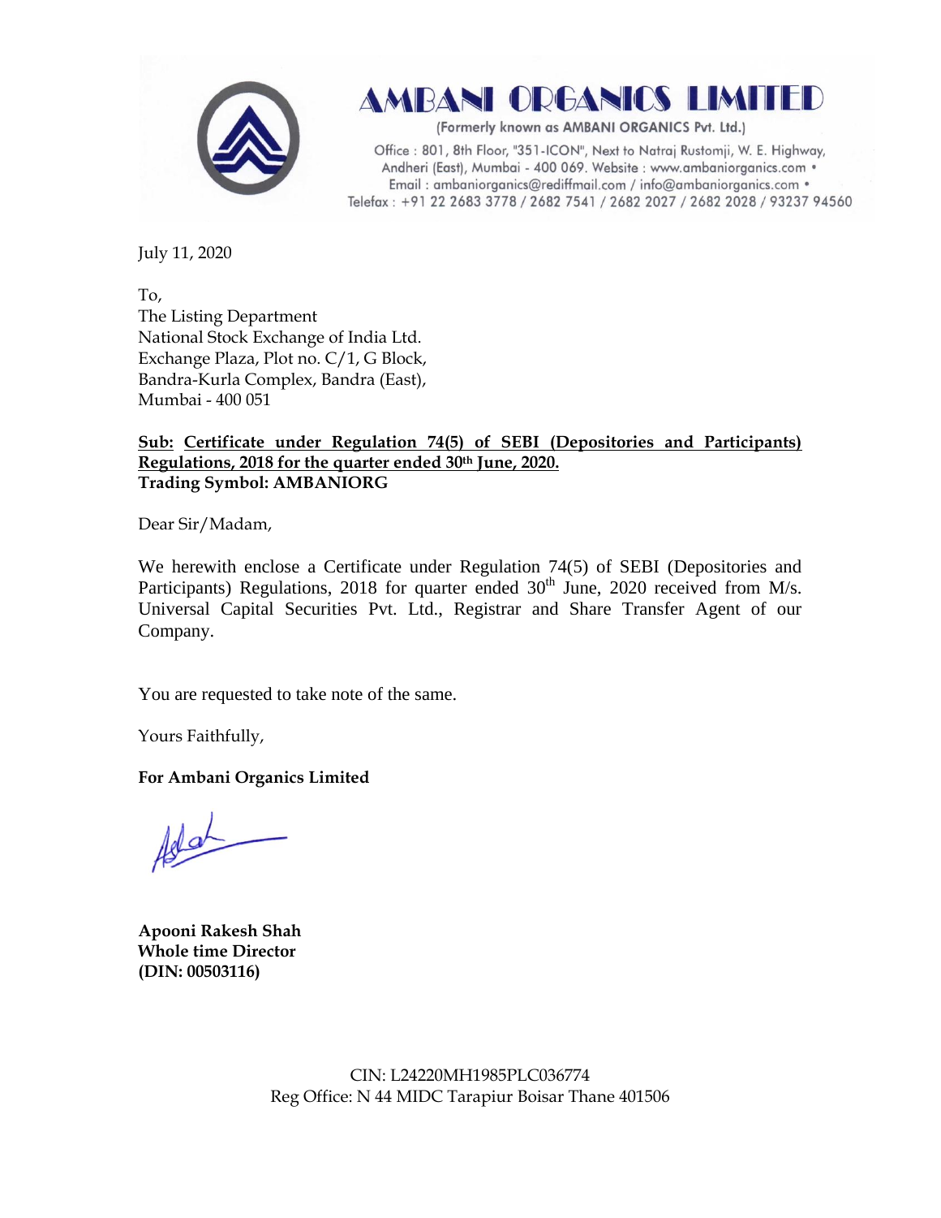# AMBANI ORGANICS LIMITED

(Formerly known as AMBANI ORGANICS Pvt. Ltd.)

Office : 801, 8th Floor, "351-ICON", Next to Natraj Rustomji, W. E. Highway, Andheri (East), Mumbai - 400 069. Website : www.ambaniorganics.com • Email : ambaniorganics@rediffmail.com / info@ambaniorganics.com • Telefax : +91 22 2683 3778 / 2682 7541 / 2682 2027 / 2682 2028 / 93237 94560

July 11, 2020

To,
The Listing Department
National Stock Exchange of India Ltd.
Exchange Plaza, Plot no. C/1, G Block,
Bandra-Kurla Complex, Bandra (East),
Mumbai - 400 051

**Sub: Certificate under Regulation 74(5) of SEBI (Depositories and Participants) Regulations, 2018 for the quarter ended 30th June, 2020.**
**Trading Symbol: AMBANIORG**

Dear Sir/Madam,

We herewith enclose a Certificate under Regulation 74(5) of SEBI (Depositories and Participants) Regulations, 2018 for quarter ended 30th June, 2020 received from M/s. Universal Capital Securities Pvt. Ltd., Registrar and Share Transfer Agent of our Company.

You are requested to take note of the same.

Yours Faithfully,

**For Ambani Organics Limited**

**Apooni Rakesh Shah**
**Whole time Director**
**(DIN: 00503116)**

CIN: L24220MH1985PLC036774
Reg Office: N 44 MIDC Tarapiur Boisar Thane 401506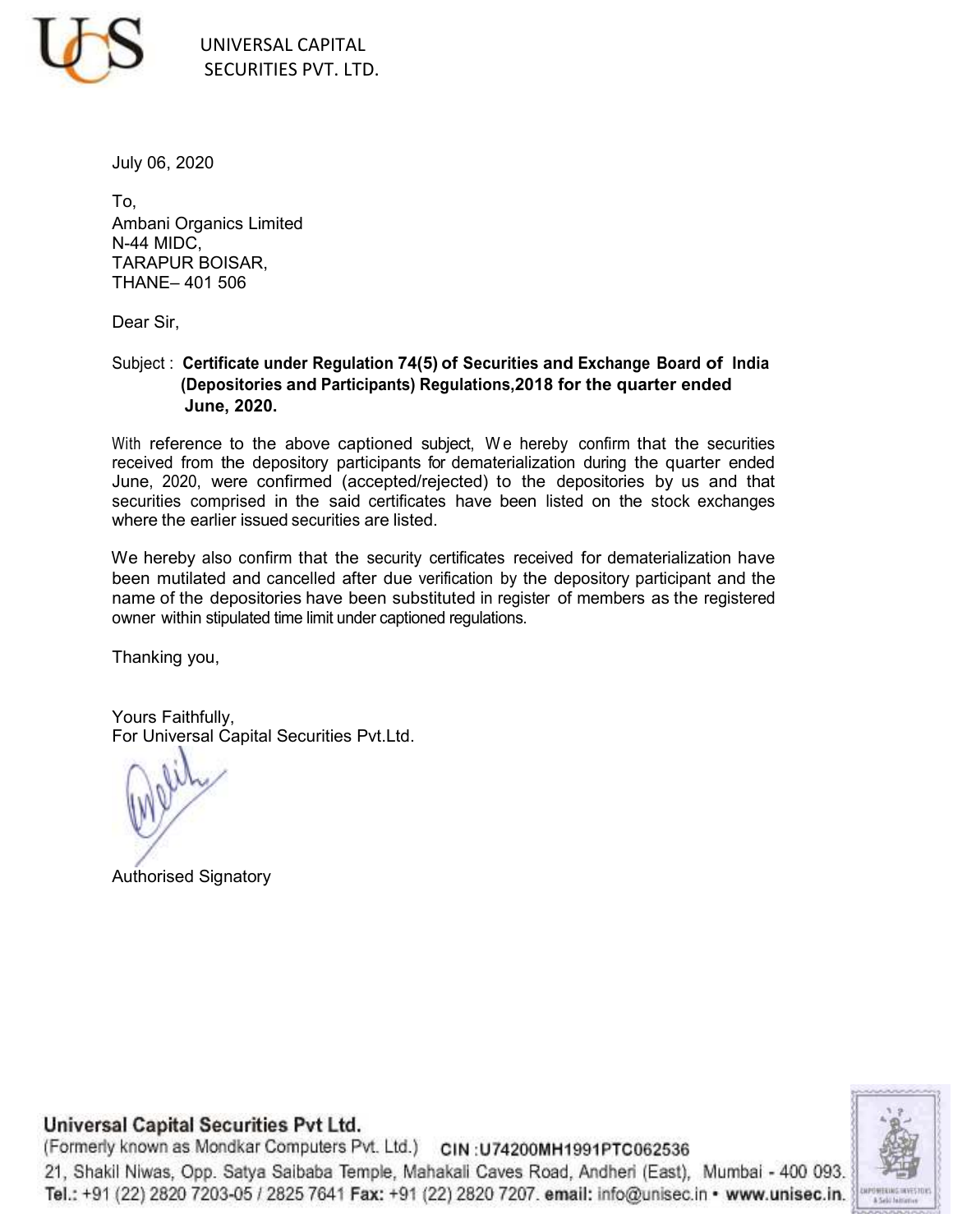UNIVERSAL CAPITAL SECURITIES PVT. LTD.

July 06, 2020

To,
Ambani Organics Limited
N-44 MIDC,
TARAPUR BOISAR,
THANE– 401 506

Dear Sir,

Subject : **Certificate under Regulation 74(5) of Securities and Exchange Board of India (Depositories and Participants) Regulations,2018 for the quarter ended June, 2020.**

With reference to the above captioned subject, We hereby confirm that the securities received from the depository participants for dematerialization during the quarter ended June, 2020, were confirmed (accepted/rejected) to the depositories by us and that securities comprised in the said certificates have been listed on the stock exchanges where the earlier issued securities are listed.

We hereby also confirm that the security certificates received for dematerialization have been mutilated and cancelled after due verification by the depository participant and the name of the depositories have been substituted in register of members as the registered owner within stipulated time limit under captioned regulations.

Thanking you,

Yours Faithfully,
For Universal Capital Securities Pvt.Ltd.

Authorised Signatory

**Universal Capital Securities Pvt Ltd.**
(Formerly known as Mondkar Computers Pvt. Ltd.) CIN :U74200MH1991PTC062536
21, Shakil Niwas, Opp. Satya Saibaba Temple, Mahakali Caves Road, Andheri (East), Mumbai - 400 093.
**Tel.:** +91 (22) 2820 7203-05 / 2825 7641 **Fax:** +91 (22) 2820 7207. **email:** info@unisec.in • **www.unisec.in.**